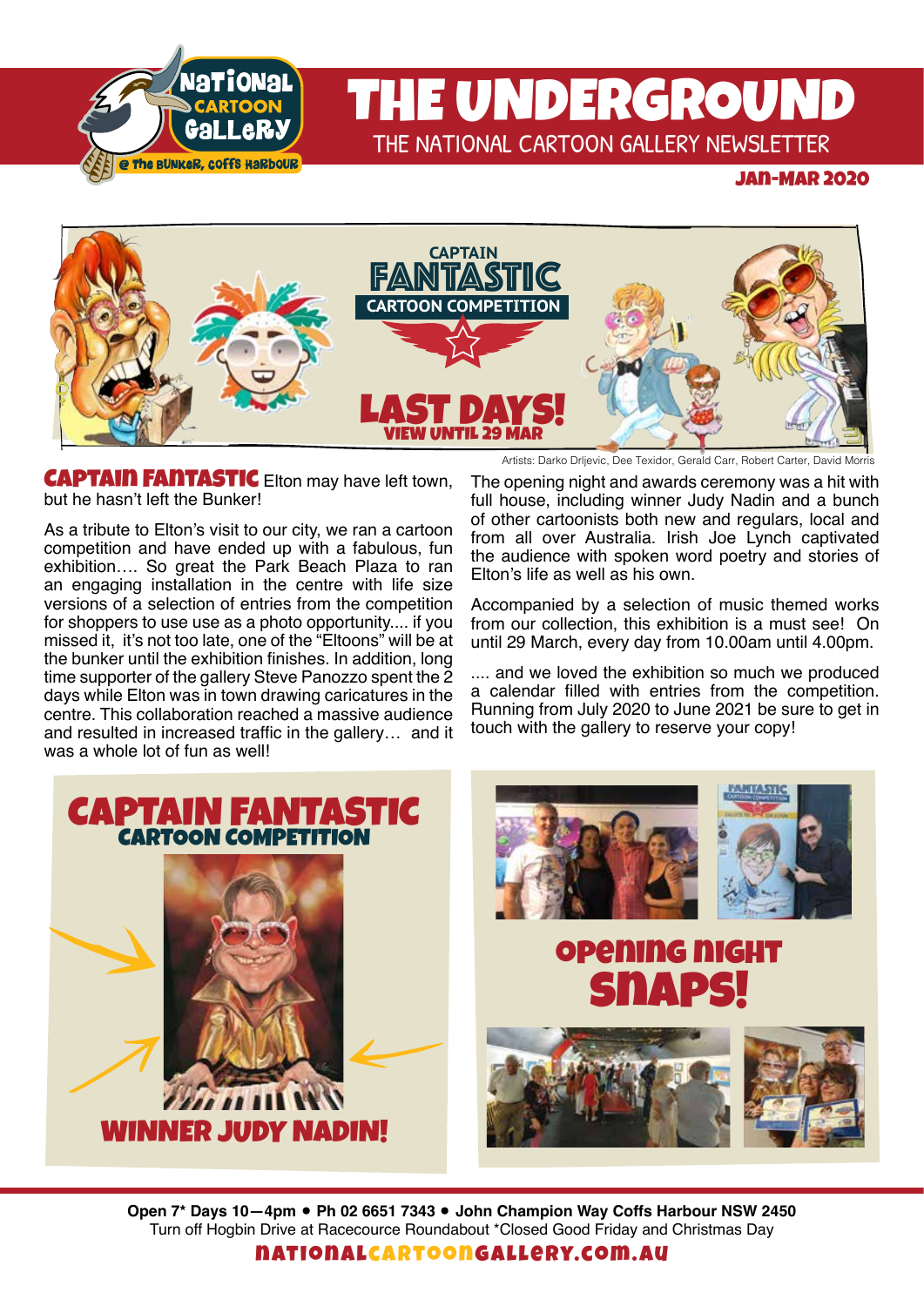# THE UNDERGROUND

THE NATIONAL CARTOON GALLERY NEWSLETTER

National Cartoon Gallery @ The Bunker, Coffs Harbour

**JAN-MAR 2020**

CAPTAIN FANTASTIC CARTOON COMPETITION

LAST DAYS! VIEW UNTIL 29 MAR

Artists: Darko Drljevic, Dee Texidor, Gerald Carr, Robert Carter, David Morris

## CAPTAIN FANTASTIC

Elton may have left town, but he hasn't left the Bunker!

As a tribute to Elton's visit to our city, we ran a cartoon competition and have ended up with a fabulous, fun exhibition…. So great the Park Beach Plaza to ran an engaging installation in the centre with life size versions of a selection of entries from the competition for shoppers to use use as a photo opportunity.... if you missed it, it's not too late, one of the "Eltoons" will be at the bunker until the exhibition finishes. In addition, long time supporter of the gallery Steve Panozzo spent the 2 days while Elton was in town drawing caricatures in the centre. This collaboration reached a massive audience and resulted in increased traffic in the gallery… and it was a whole lot of fun as well!

The opening night and awards ceremony was a hit with full house, including winner Judy Nadin and a bunch of other cartoonists both new and regulars, local and from all over Australia. Irish Joe Lynch captivated the audience with spoken word poetry and stories of Elton's life as well as his own.

Accompanied by a selection of music themed works from our collection, this exhibition is a must see! On until 29 March, every day from 10.00am until 4.00pm.

.... and we loved the exhibition so much we produced a calendar filled with entries from the competition. Running from July 2020 to June 2021 be sure to get in touch with the gallery to reserve your copy!

## CAPTAIN FANTASTIC CARTOON COMPETITION

WINNER JUDY NADIN!

## OPENING NIGHT SNAPS!

**Open 7* Days 10—4pm • Ph 02 6651 7343 • John Champion Way Coffs Harbour NSW 2450**

Turn off Hogbin Drive at Racecource Roundabout *Closed Good Friday and Christmas Day

NATIONALCARTOONGALLERY.COM.AU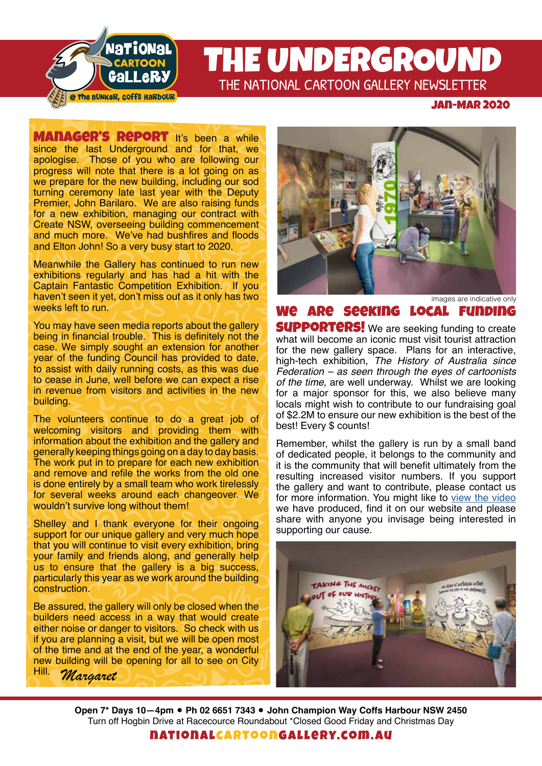# THE UNDERGROUND

THE NATIONAL CARTOON GALLERY NEWSLETTER

National Cartoon Gallery @ The Bunker, Coffs Harbour

**JAN-MAR 2020**

## MANAGER'S REPORT

It's been a while since the last Underground and for that, we apologise. Those of you who are following our progress will note that there is a lot going on as we prepare for the new building, including our sod turning ceremony late last year with the Deputy Premier, John Barilaro. We are also raising funds for a new exhibition, managing our contract with Create NSW, overseeing building commencement and much more. We've had bushfires and floods and Elton John! So a very busy start to 2020.

Meanwhile the Gallery has continued to run new exhibitions regularly and has had a hit with the Captain Fantastic Competition Exhibition. If you haven't seen it yet, don't miss out as it only has two weeks left to run.

You may have seen media reports about the gallery being in financial trouble. This is definitely not the case. We simply sought an extension for another year of the funding Council has provided to date, to assist with daily running costs, as this was due to cease in June, well before we can expect a rise in revenue from visitors and activities in the new building.

The volunteers continue to do a great job of welcoming visitors and providing them with information about the exhibition and the gallery and generally keeping things going on a day to day basis. The work put in to prepare for each new exhibition and remove and refile the works from the old one is done entirely by a small team who work tirelessly for several weeks around each changeover. We wouldn't survive long without them!

Shelley and I thank everyone for their ongoing support for our unique gallery and very much hope that you will continue to visit every exhibition, bring your family and friends along, and generally help us to ensure that the gallery is a big success, particularly this year as we work around the building construction.

Be assured, the gallery will only be closed when the builders need access in a way that would create either noise or danger to visitors. So check with us if you are planning a visit, but we will be open most of the time and at the end of the year, a wonderful new building will be opening for all to see on City Hill.

*Margaret*

images are indicative only

## WE ARE SEEKING LOCAL FUNDING SUPPORTERS!

We are seeking funding to create what will become an iconic must visit tourist attraction for the new gallery space. Plans for an interactive, high-tech exhibition, *The History of Australia since Federation – as seen through the eyes of cartoonists of the time,* are well underway. Whilst we are looking for a major sponsor for this, we also believe many locals might wish to contribute to our fundraising goal of $2.2M to ensure our new exhibition is the best of the best! Every $ counts!

Remember, whilst the gallery is run by a small band of dedicated people, it belongs to the community and it is the community that will benefit ultimately from the resulting increased visitor numbers. If you support the gallery and want to contribute, please contact us for more information. You might like to view the video we have produced, find it on our website and please share with anyone you invisage being interested in supporting our cause.

---

**Open 7\* Days 10—4pm • Ph 02 6651 7343 • John Champion Way Coffs Harbour NSW 2450**
Turn off Hogbin Drive at Racecource Roundabout \*Closed Good Friday and Christmas Day

**NATIONALCARTOONGALLERY.COM.AU**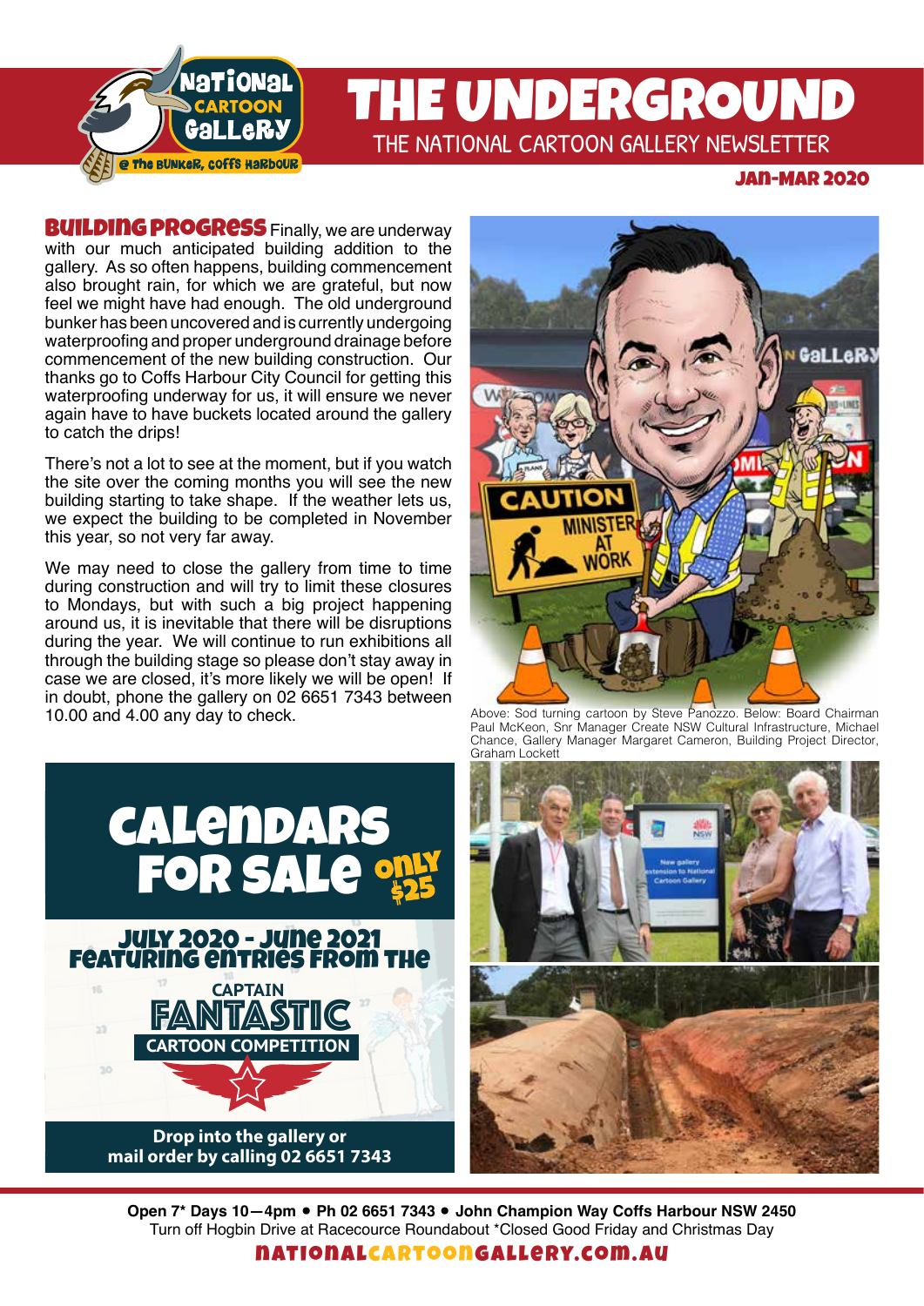# THE UNDERGROUND

THE NATIONAL CARTOON GALLERY NEWSLETTER

**JAN-MAR 2020**

**BUILDING PROGRESS** Finally, we are underway with our much anticipated building addition to the gallery. As so often happens, building commencement also brought rain, for which we are grateful, but now feel we might have had enough. The old underground bunker has been uncovered and is currently undergoing waterproofing and proper underground drainage before commencement of the new building construction. Our thanks go to Coffs Harbour City Council for getting this waterproofing underway for us, it will ensure we never again have to have buckets located around the gallery to catch the drips!

There's not a lot to see at the moment, but if you watch the site over the coming months you will see the new building starting to take shape. If the weather lets us, we expect the building to be completed in November this year, so not very far away.

We may need to close the gallery from time to time during construction and will try to limit these closures to Mondays, but with such a big project happening around us, it is inevitable that there will be disruptions during the year. We will continue to run exhibitions all through the building stage so please don't stay away in case we are closed, it's more likely we will be open! If in doubt, phone the gallery on 02 6651 7343 between 10.00 and 4.00 any day to check.

Above: Sod turning cartoon by Steve Panozzo. Below: Board Chairman Paul McKeon, Snr Manager Create NSW Cultural Infrastructure, Michael Chance, Gallery Manager Margaret Cameron, Building Project Director, Graham Lockett

## CALENDARS FOR SALE ONLY $25

**JULY 2020 - JUNE 2021 FEATURING ENTRIES FROM THE CAPTAIN FANTASTIC CARTOON COMPETITION**

**Drop into the gallery or mail order by calling 02 6651 7343**

**Open 7* Days 10—4pm • Ph 02 6651 7343 • John Champion Way Coffs Harbour NSW 2450**
Turn off Hogbin Drive at Racecource Roundabout *Closed Good Friday and Christmas Day

NATIONALCARTOONGALLERY.COM.AU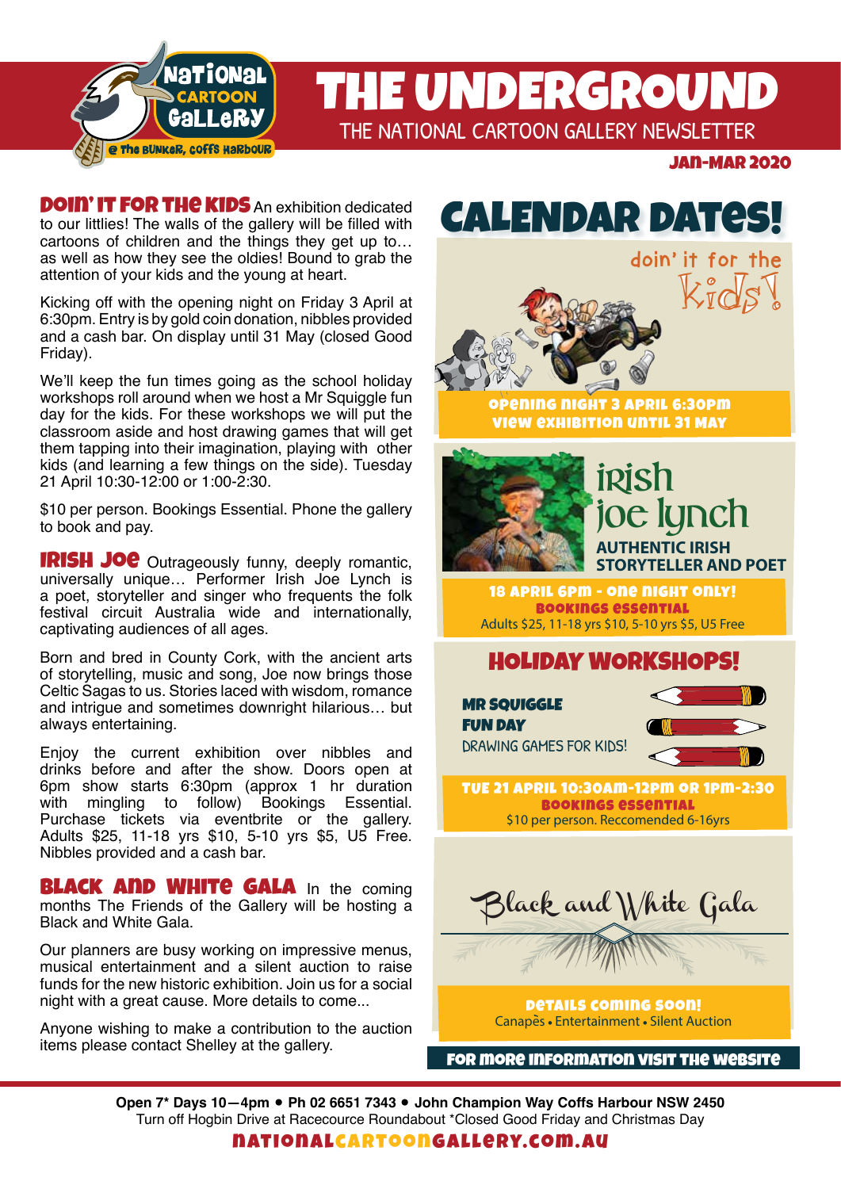# THE UNDERGROUND

THE NATIONAL CARTOON GALLERY NEWSLETTER

National Cartoon Gallery @ The Bunker, Coffs Harbour

**JAN-MAR 2020**

**DOIN' IT FOR THE KIDS** An exhibition dedicated to our littlies! The walls of the gallery will be filled with cartoons of children and the things they get up to… as well as how they see the oldies! Bound to grab the attention of your kids and the young at heart.

Kicking off with the opening night on Friday 3 April at 6:30pm. Entry is by gold coin donation, nibbles provided and a cash bar. On display until 31 May (closed Good Friday).

We'll keep the fun times going as the school holiday workshops roll around when we host a Mr Squiggle fun day for the kids. For these workshops we will put the classroom aside and host drawing games that will get them tapping into their imagination, playing with other kids (and learning a few things on the side). Tuesday 21 April 10:30-12:00 or 1:00-2:30.

$10 per person. Bookings Essential. Phone the gallery to book and pay.

**IRISH JOE** Outrageously funny, deeply romantic, universally unique… Performer Irish Joe Lynch is a poet, storyteller and singer who frequents the folk festival circuit Australia wide and internationally, captivating audiences of all ages.

Born and bred in County Cork, with the ancient arts of storytelling, music and song, Joe now brings those Celtic Sagas to us. Stories laced with wisdom, romance and intrigue and sometimes downright hilarious… but always entertaining.

Enjoy the current exhibition over nibbles and drinks before and after the show. Doors open at 6pm show starts 6:30pm (approx 1 hr duration with mingling to follow) Bookings Essential. Purchase tickets via eventbrite or the gallery. Adults $25, 11-18 yrs $10, 5-10 yrs $5, U5 Free. Nibbles provided and a cash bar.

**BLACK AND WHITE GALA** In the coming months The Friends of the Gallery will be hosting a Black and White Gala.

Our planners are busy working on impressive menus, musical entertainment and a silent auction to raise funds for the new historic exhibition. Join us for a social night with a great cause. More details to come...

Anyone wishing to make a contribution to the auction items please contact Shelley at the gallery.

## CALENDAR DATES!

### doin' it for the Kids!

**OPENING NIGHT 3 APRIL 6:30PM**
**VIEW EXHIBITION UNTIL 31 MAY**

### irish joe lynch

**AUTHENTIC IRISH STORYTELLER AND POET**

**18 APRIL 6PM - ONE NIGHT ONLY!**
**BOOKINGS ESSENTIAL**
Adults $25, 11-18 yrs $10, 5-10 yrs $5, U5 Free

### HOLIDAY WORKSHOPS!

**MR SQUIGGLE FUN DAY**
DRAWING GAMES FOR KIDS!

**TUE 21 APRIL 10:30AM-12PM OR 1PM-2:30**
**BOOKINGS ESSENTIAL**
$10 per person. Reccomended 6-16yrs

### Black and White Gala

**DETAILS COMING SOON!**
Canapès • Entertainment • Silent Auction

**FOR MORE INFORMATION VISIT THE WEBSITE**

**Open 7* Days 10—4pm • Ph 02 6651 7343 • John Champion Way Coffs Harbour NSW 2450**
Turn off Hogbin Drive at Racecource Roundabout *Closed Good Friday and Christmas Day

**NATIONALCARTOONGALLERY.COM.AU**